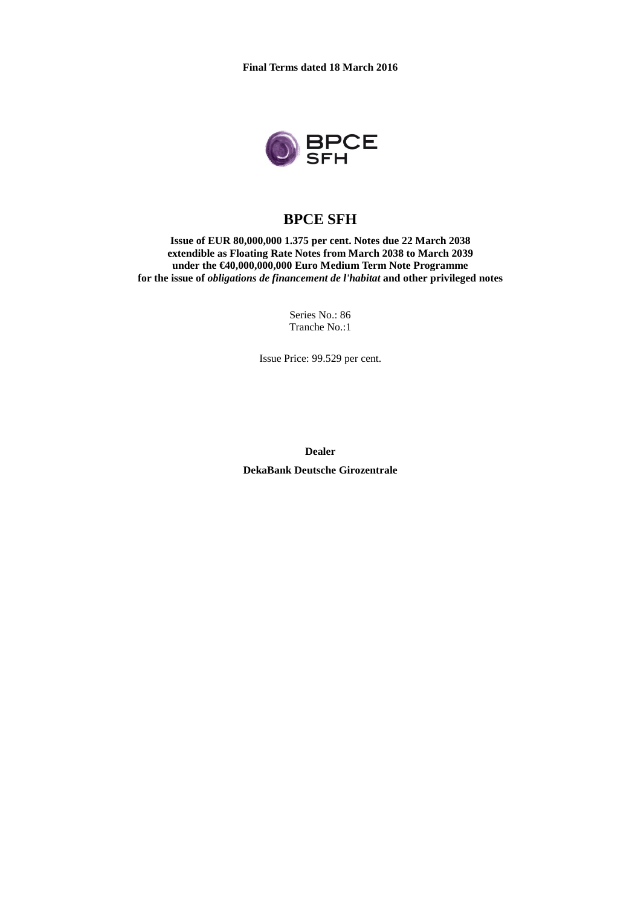**Final Terms dated 18 March 2016**

# BPCE SFH

**Issue of EUR 80,000,000 1.375 per cent. Notes due 22 March 2038**
**extendible as Floating Rate Notes from March 2038 to March 2039**
**under the €40,000,000,000 Euro Medium Term Note Programme**
**for the issue of *obligations de financement de l'habitat* and other privileged notes**

Series No.: 86
Tranche No.:1

Issue Price: 99.529 per cent.

**Dealer**

**DekaBank Deutsche Girozentrale**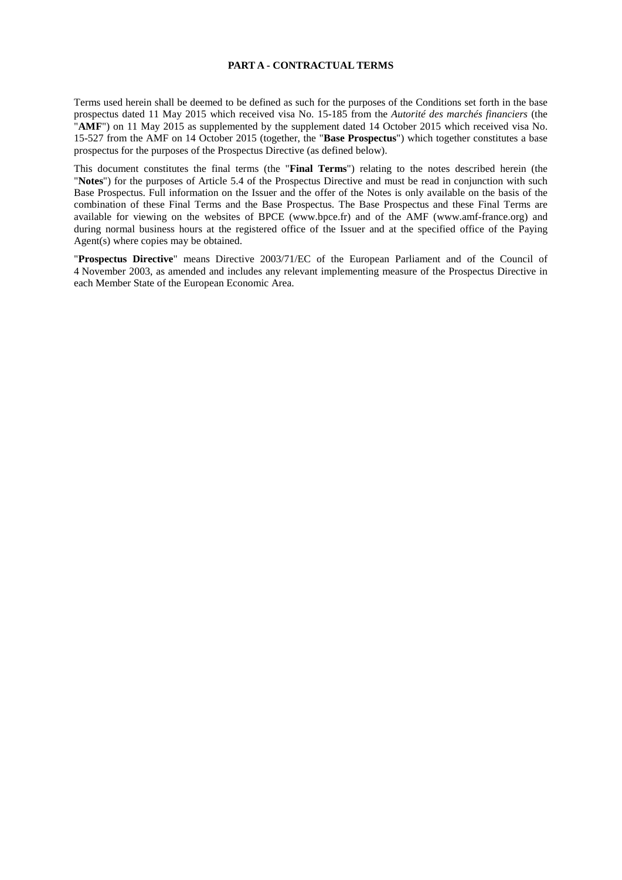# PART A - CONTRACTUAL TERMS

Terms used herein shall be deemed to be defined as such for the purposes of the Conditions set forth in the base prospectus dated 11 May 2015 which received visa No. 15-185 from the *Autorité des marchés financiers* (the "**AMF**") on 11 May 2015 as supplemented by the supplement dated 14 October 2015 which received visa No. 15-527 from the AMF on 14 October 2015 (together, the "**Base Prospectus**") which together constitutes a base prospectus for the purposes of the Prospectus Directive (as defined below).

This document constitutes the final terms (the "**Final Terms**") relating to the notes described herein (the "**Notes**") for the purposes of Article 5.4 of the Prospectus Directive and must be read in conjunction with such Base Prospectus. Full information on the Issuer and the offer of the Notes is only available on the basis of the combination of these Final Terms and the Base Prospectus. The Base Prospectus and these Final Terms are available for viewing on the websites of BPCE (www.bpce.fr) and of the AMF (www.amf-france.org) and during normal business hours at the registered office of the Issuer and at the specified office of the Paying Agent(s) where copies may be obtained.

"**Prospectus Directive**" means Directive 2003/71/EC of the European Parliament and of the Council of 4 November 2003, as amended and includes any relevant implementing measure of the Prospectus Directive in each Member State of the European Economic Area.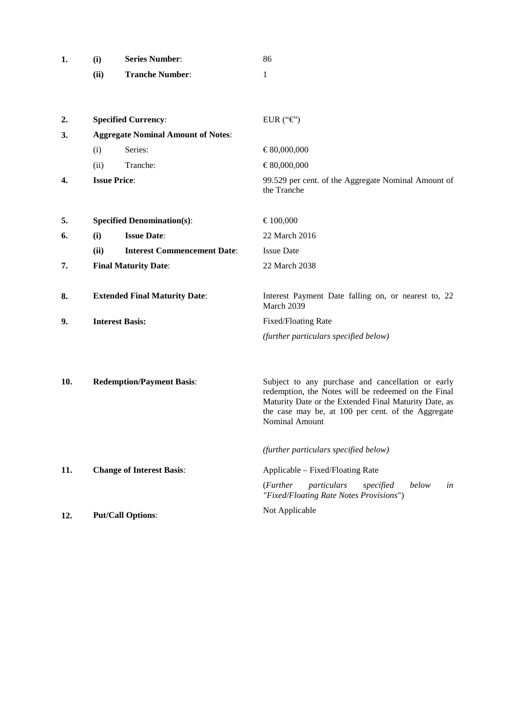| | | | |
|---|---|---|---|
| **1.** | **(i)** | **Series Number**: | 86 |
| | **(ii)** | **Tranche Number**: | 1 |
| **2.** | **Specified Currency**: | | EUR ("€") |
| **3.** | **Aggregate Nominal Amount of Notes**: | | |
| | (i) | Series: | € 80,000,000 |
| | (ii) | Tranche: | € 80,000,000 |
| **4.** | **Issue Price**: | | 99.529 per cent. of the Aggregate Nominal Amount of the Tranche |
| **5.** | **Specified Denomination(s)**: | | € 100,000 |
| **6.** | **(i)** | **Issue Date**: | 22 March 2016 |
| | **(ii)** | **Interest Commencement Date**: | Issue Date |
| **7.** | **Final Maturity Date**: | | 22 March 2038 |
| **8.** | **Extended Final Maturity Date**: | | Interest Payment Date falling on, or nearest to, 22 March 2039 |
| **9.** | **Interest Basis:** | | Fixed/Floating Rate<br>*(further particulars specified below)* |
| **10.** | **Redemption/Payment Basis**: | | Subject to any purchase and cancellation or early redemption, the Notes will be redeemed on the Final Maturity Date or the Extended Final Maturity Date, as the case may be, at 100 per cent. of the Aggregate Nominal Amount<br>*(further particulars specified below)* |
| **11.** | **Change of Interest Basis**: | | Applicable – Fixed/Floating Rate<br>(*Further particulars specified below in "Fixed/Floating Rate Notes Provisions*") |
| **12.** | **Put/Call Options**: | | Not Applicable |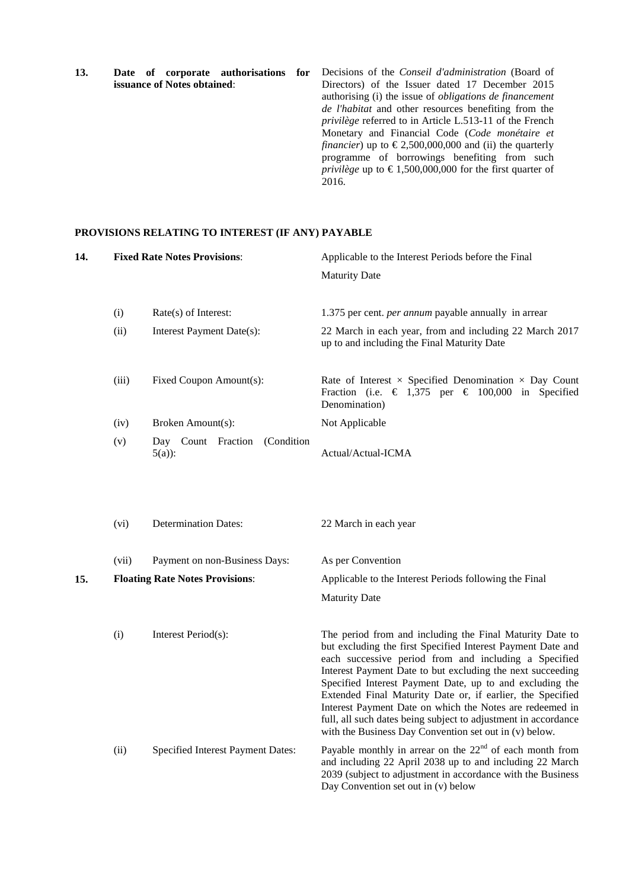| | | |
|---|---|---|
| **13.** | **Date of corporate authorisations for issuance of Notes obtained**: | Decisions of the *Conseil d'administration* (Board of Directors) of the Issuer dated 17 December 2015 authorising (i) the issue of *obligations de financement de l'habitat* and other resources benefiting from the *privilège* referred to in Article L.513-11 of the French Monetary and Financial Code (*Code monétaire et financier*) up to € 2,500,000,000 and (ii) the quarterly programme of borrowings benefiting from such *privilège* up to € 1,500,000,000 for the first quarter of 2016. |

**PROVISIONS RELATING TO INTEREST (IF ANY) PAYABLE**

| | | | |
|---|---|---|---|
| **14.** | **Fixed Rate Notes Provisions**: | | Applicable to the Interest Periods before the Final Maturity Date |
| | (i) | Rate(s) of Interest: | 1.375 per cent. *per annum* payable annually in arrear |
| | (ii) | Interest Payment Date(s): | 22 March in each year, from and including 22 March 2017 up to and including the Final Maturity Date |
| | (iii) | Fixed Coupon Amount(s): | Rate of Interest × Specified Denomination × Day Count Fraction (i.e. € 1,375 per € 100,000 in Specified Denomination) |
| | (iv) | Broken Amount(s): | Not Applicable |
| | (v) | Day Count Fraction (Condition 5(a)): | Actual/Actual-ICMA |
| | (vi) | Determination Dates: | 22 March in each year |
| | (vii) | Payment on non-Business Days: | As per Convention |
| **15.** | **Floating Rate Notes Provisions**: | | Applicable to the Interest Periods following the Final Maturity Date |
| | (i) | Interest Period(s): | The period from and including the Final Maturity Date to but excluding the first Specified Interest Payment Date and each successive period from and including a Specified Interest Payment Date to but excluding the next succeeding Specified Interest Payment Date, up to and excluding the Extended Final Maturity Date or, if earlier, the Specified Interest Payment Date on which the Notes are redeemed in full, all such dates being subject to adjustment in accordance with the Business Day Convention set out in (v) below. |
| | (ii) | Specified Interest Payment Dates: | Payable monthly in arrear on the 22nd of each month from and including 22 April 2038 up to and including 22 March 2039 (subject to adjustment in accordance with the Business Day Convention set out in (v) below |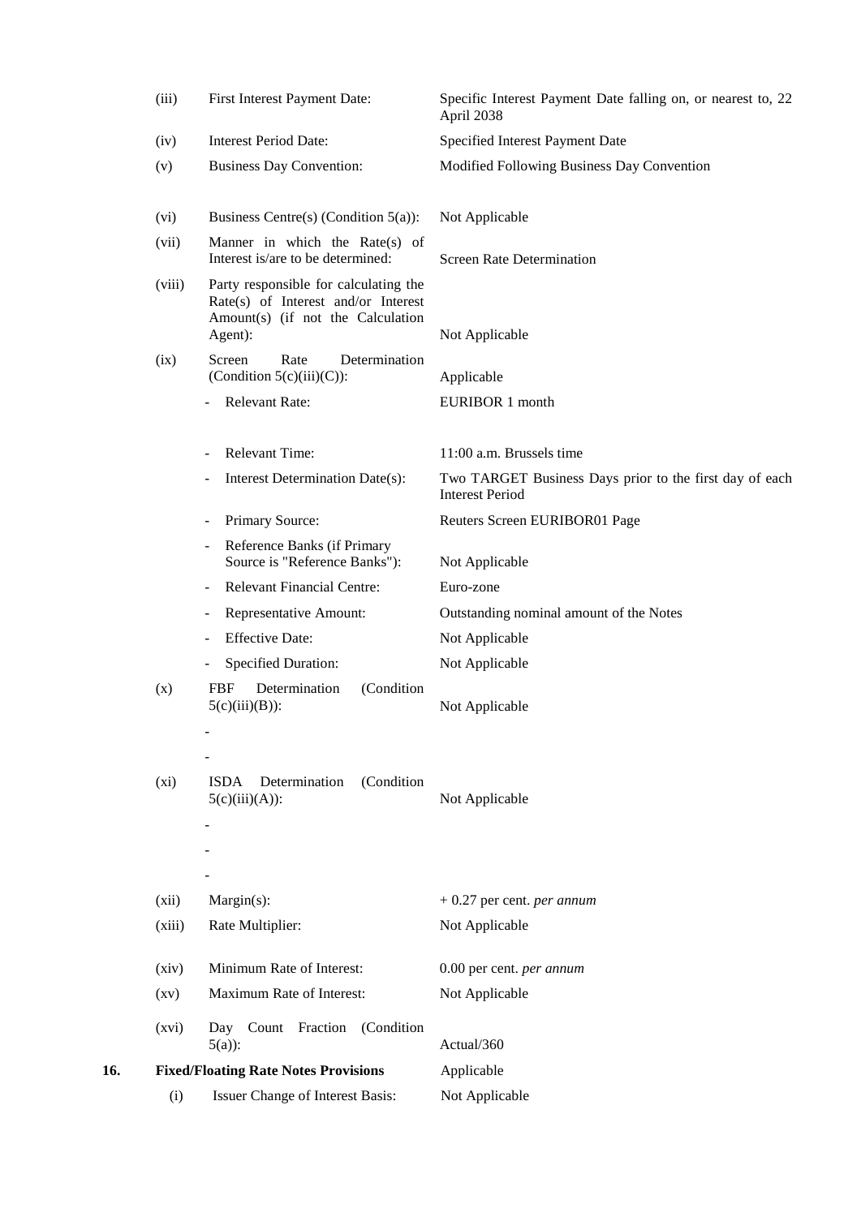| | | |
|---|---|---|
| (iii) | First Interest Payment Date: | Specific Interest Payment Date falling on, or nearest to, 22 April 2038 |
| (iv) | Interest Period Date: | Specified Interest Payment Date |
| (v) | Business Day Convention: | Modified Following Business Day Convention |
| (vi) | Business Centre(s) (Condition 5(a)): | Not Applicable |
| (vii) | Manner in which the Rate(s) of Interest is/are to be determined: | Screen Rate Determination |
| (viii) | Party responsible for calculating the Rate(s) of Interest and/or Interest Amount(s) (if not the Calculation Agent): | Not Applicable |
| (ix) | Screen Rate Determination (Condition 5(c)(iii)(C)): | Applicable |
| | - Relevant Rate: | EURIBOR 1 month |
| | - Relevant Time: | 11:00 a.m. Brussels time |
| | - Interest Determination Date(s): | Two TARGET Business Days prior to the first day of each Interest Period |
| | - Primary Source: | Reuters Screen EURIBOR01 Page |
| | - Reference Banks (if Primary Source is "Reference Banks"): | Not Applicable |
| | - Relevant Financial Centre: | Euro-zone |
| | - Representative Amount: | Outstanding nominal amount of the Notes |
| | - Effective Date: | Not Applicable |
| | - Specified Duration: | Not Applicable |
| (x) | FBF Determination (Condition 5(c)(iii)(B)): | Not Applicable |
| | - | |
| | - | |
| (xi) | ISDA Determination (Condition 5(c)(iii)(A)): | Not Applicable |
| | - | |
| | - | |
| | - | |
| (xii) | Margin(s): | + 0.27 per cent. *per annum* |
| (xiii) | Rate Multiplier: | Not Applicable |
| (xiv) | Minimum Rate of Interest: | 0.00 per cent. *per annum* |
| (xv) | Maximum Rate of Interest: | Not Applicable |
| (xvi) | Day Count Fraction (Condition 5(a)): | Actual/360 |

| | | |
|---|---|---|
| **16.** | **Fixed/Floating Rate Notes Provisions** | Applicable |
| | (i) Issuer Change of Interest Basis: | Not Applicable |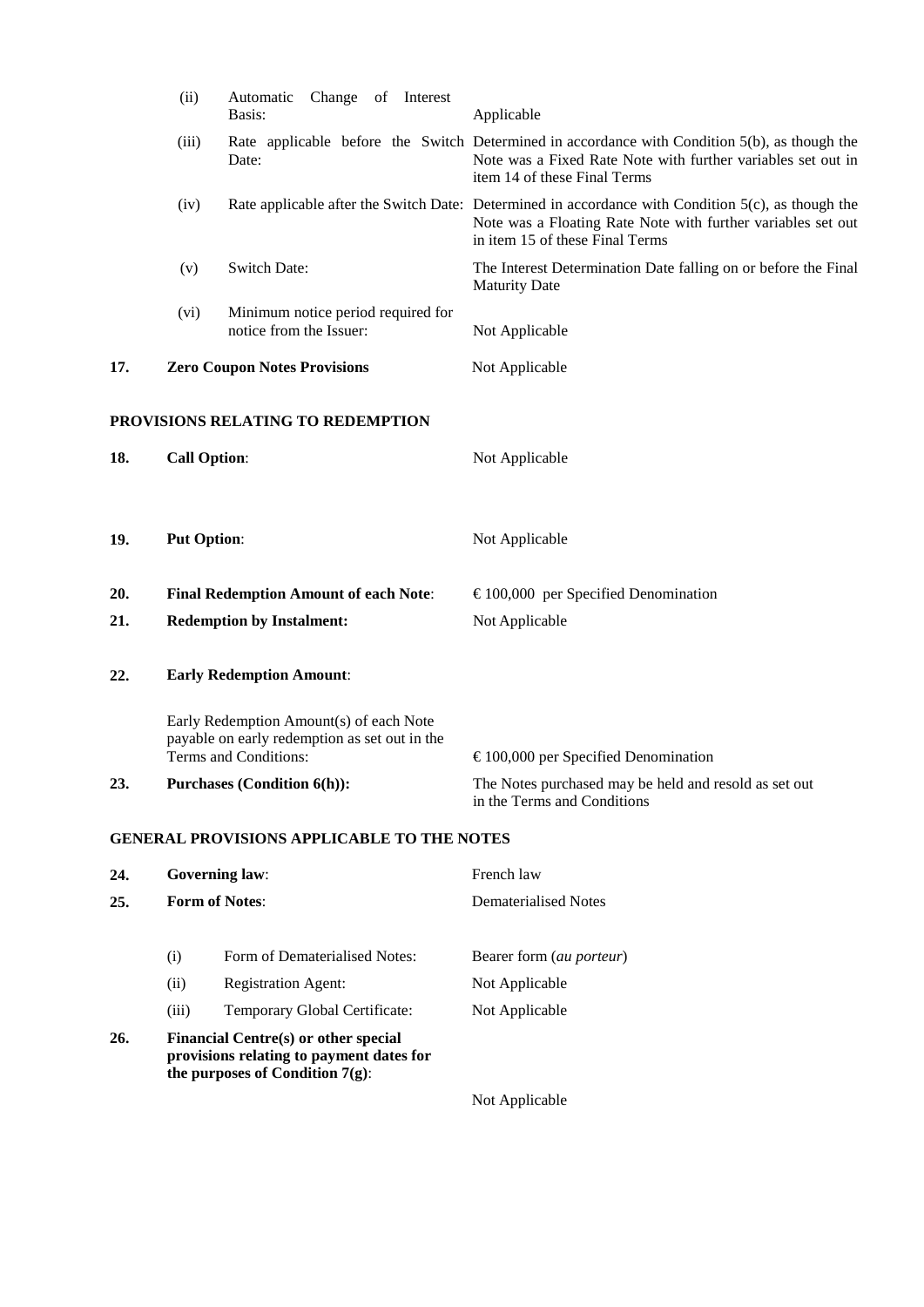| | | | |
|---|---|---|---|
| | (ii) | Automatic Change of Interest Basis: | Applicable |
| | (iii) | Rate applicable before the Switch Date: | Determined in accordance with Condition 5(b), as though the Note was a Fixed Rate Note with further variables set out in item 14 of these Final Terms |
| | (iv) | Rate applicable after the Switch Date: | Determined in accordance with Condition 5(c), as though the Note was a Floating Rate Note with further variables set out in item 15 of these Final Terms |
| | (v) | Switch Date: | The Interest Determination Date falling on or before the Final Maturity Date |
| | (vi) | Minimum notice period required for notice from the Issuer: | Not Applicable |
| **17.** | **Zero Coupon Notes Provisions** | | Not Applicable |

**PROVISIONS RELATING TO REDEMPTION**

| | | |
|---|---|---|
| **18.** | **Call Option**: | Not Applicable |
| **19.** | **Put Option**: | Not Applicable |
| **20.** | **Final Redemption Amount of each Note**: | € 100,000 per Specified Denomination |
| **21.** | **Redemption by Instalment:** | Not Applicable |
| **22.** | **Early Redemption Amount**: | |
| | Early Redemption Amount(s) of each Note payable on early redemption as set out in the Terms and Conditions: | € 100,000 per Specified Denomination |
| **23.** | **Purchases (Condition 6(h)):** | The Notes purchased may be held and resold as set out in the Terms and Conditions |

**GENERAL PROVISIONS APPLICABLE TO THE NOTES**

| | | | |
|---|---|---|---|
| **24.** | **Governing law**: | | French law |
| **25.** | **Form of Notes**: | | Dematerialised Notes |
| | (i) | Form of Dematerialised Notes: | Bearer form (*au porteur*) |
| | (ii) | Registration Agent: | Not Applicable |
| | (iii) | Temporary Global Certificate: | Not Applicable |
| **26.** | **Financial Centre(s) or other special provisions relating to payment dates for the purposes of Condition 7(g)**: | | Not Applicable |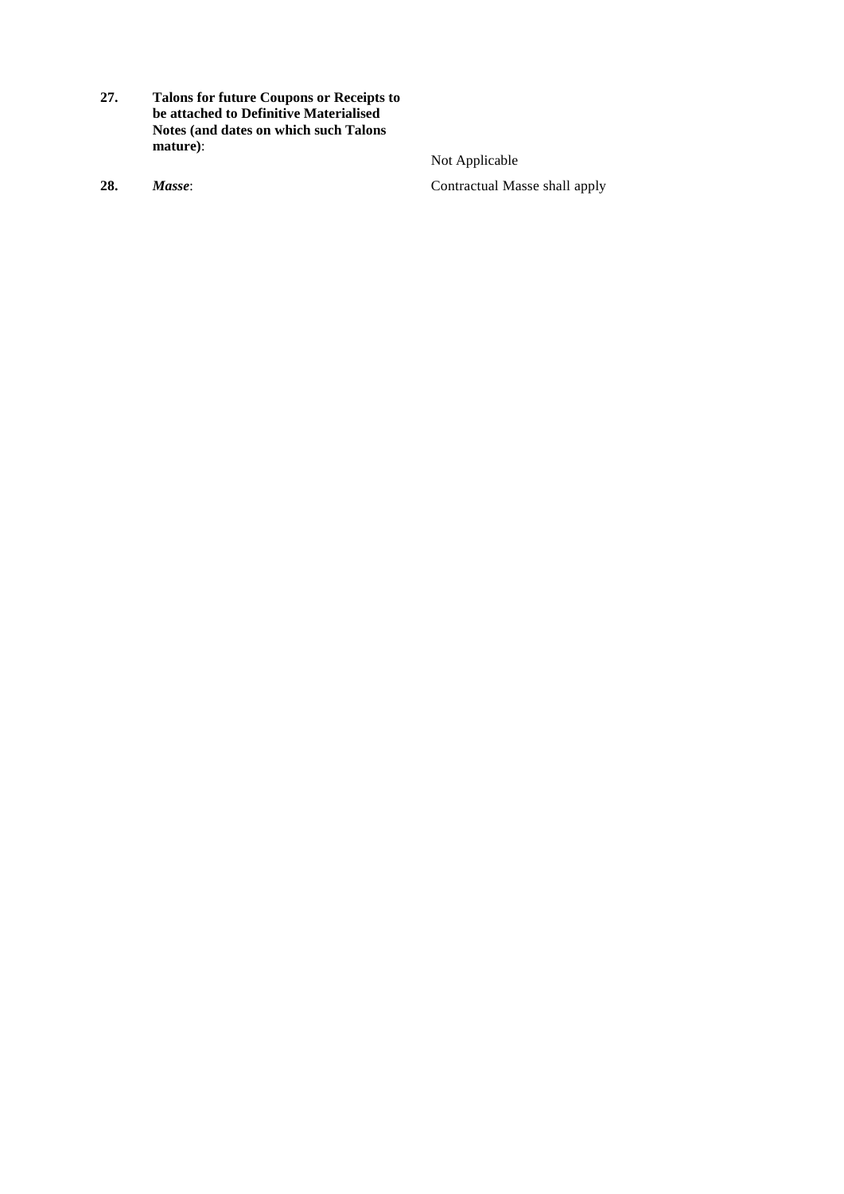| | | |
|---|---|---|
| **27.** | **Talons for future Coupons or Receipts to be attached to Definitive Materialised Notes (and dates on which such Talons mature)**: | Not Applicable |
| **28.** | ***Masse***: | Contractual Masse shall apply |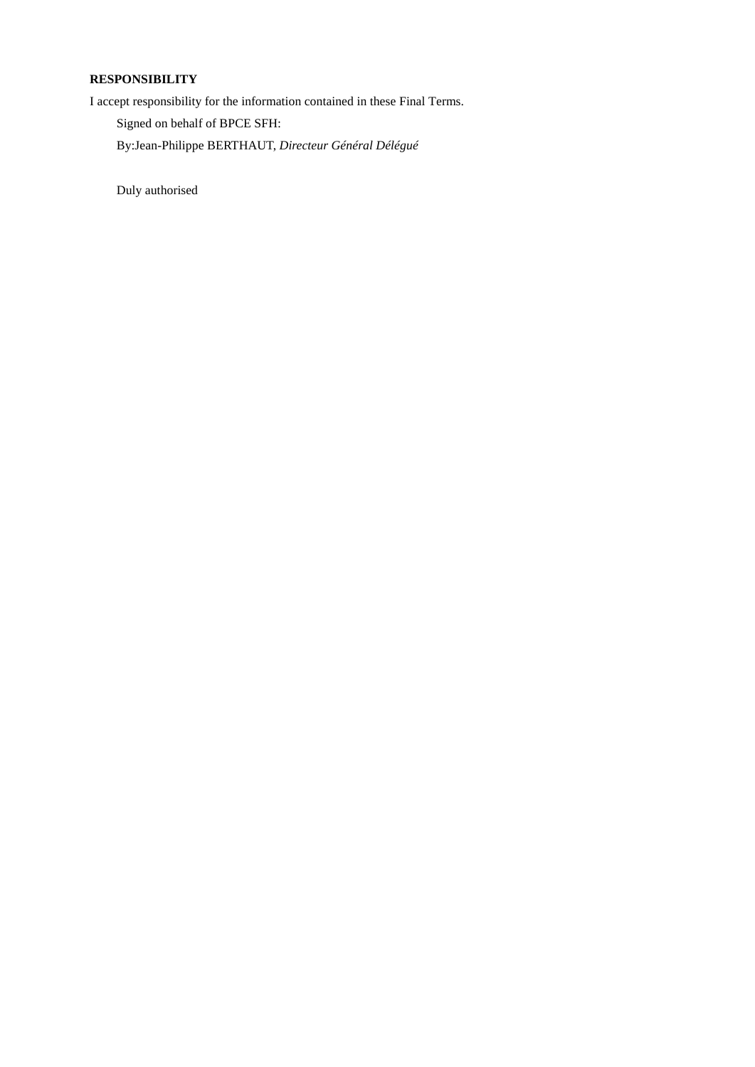**RESPONSIBILITY**

I accept responsibility for the information contained in these Final Terms.

Signed on behalf of BPCE SFH:

By:Jean-Philippe BERTHAUT, *Directeur Général Délégué*

Duly authorised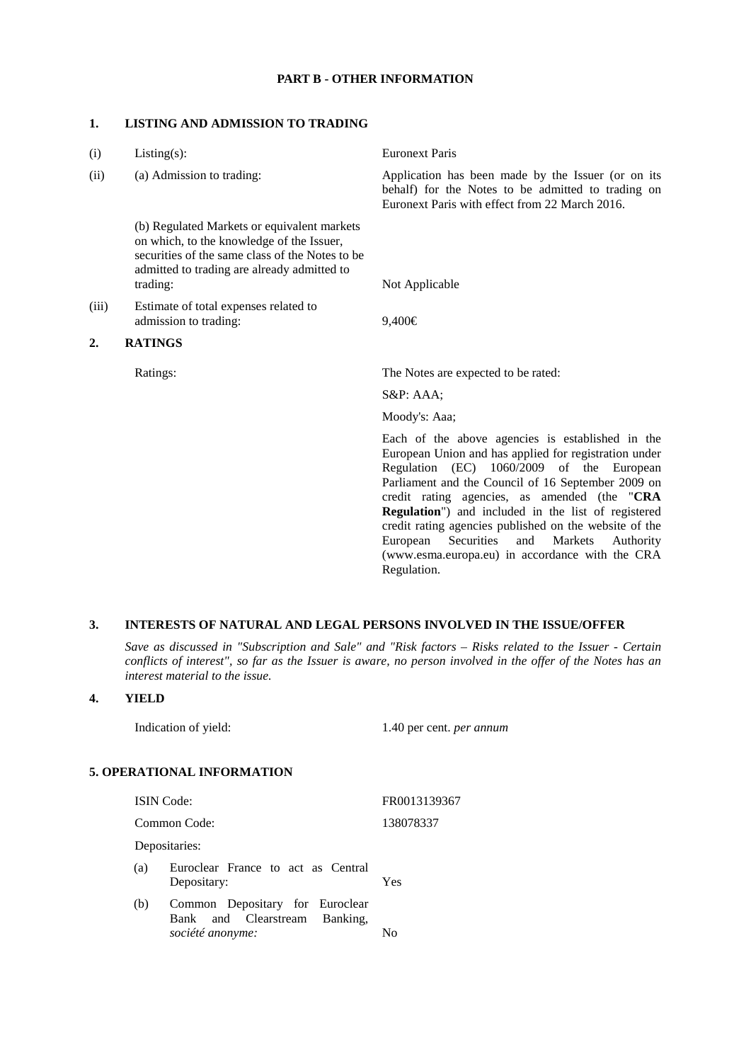## PART B - OTHER INFORMATION

### 1. LISTING AND ADMISSION TO TRADING

| | | |
|---|---|---|
| (i) | Listing(s): | Euronext Paris |
| (ii) | (a) Admission to trading: | Application has been made by the Issuer (or on its behalf) for the Notes to be admitted to trading on Euronext Paris with effect from 22 March 2016. |
| | (b) Regulated Markets or equivalent markets on which, to the knowledge of the Issuer, securities of the same class of the Notes to be admitted to trading are already admitted to trading: | Not Applicable |
| (iii) | Estimate of total expenses related to admission to trading: | 9,400€ |

### 2. RATINGS

| | |
|---|---|
| Ratings: | The Notes are expected to be rated: |
| | S&P: AAA; |
| | Moody's: Aaa; |
| | Each of the above agencies is established in the European Union and has applied for registration under Regulation (EC) 1060/2009 of the European Parliament and the Council of 16 September 2009 on credit rating agencies, as amended (the "**CRA Regulation**") and included in the list of registered credit rating agencies published on the website of the European Securities and Markets Authority (www.esma.europa.eu) in accordance with the CRA Regulation. |

### 3. INTERESTS OF NATURAL AND LEGAL PERSONS INVOLVED IN THE ISSUE/OFFER

*Save as discussed in "Subscription and Sale" and "Risk factors – Risks related to the Issuer - Certain conflicts of interest", so far as the Issuer is aware, no person involved in the offer of the Notes has an interest material to the issue.*

### 4. YIELD

| | |
|---|---|
| Indication of yield: | 1.40 per cent. *per annum* |

### 5. OPERATIONAL INFORMATION

| | |
|---|---|
| ISIN Code: | FR0013139367 |
| Common Code: | 138078337 |
| Depositaries: | |
| (a) Euroclear France to act as Central Depositary: | Yes |
| (b) Common Depositary for Euroclear Bank and Clearstream Banking, *société anonyme:* | No |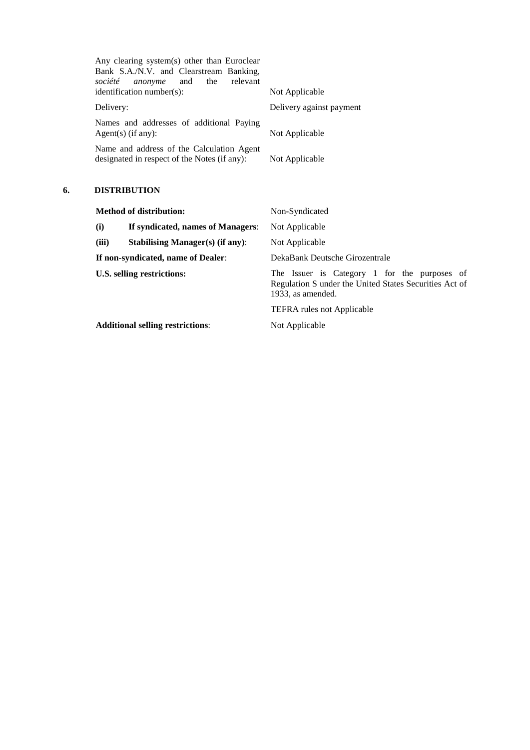| | |
|---|---|
| Any clearing system(s) other than Euroclear Bank S.A./N.V. and Clearstream Banking, *société anonyme* and the relevant identification number(s): | Not Applicable |
| Delivery: | Delivery against payment |
| Names and addresses of additional Paying Agent(s) (if any): | Not Applicable |
| Name and address of the Calculation Agent designated in respect of the Notes (if any): | Not Applicable |

## 6. DISTRIBUTION

| | |
|---|---|
| **Method of distribution:** | Non-Syndicated |
| **(i) If syndicated, names of Managers**: | Not Applicable |
| **(iii) Stabilising Manager(s) (if any)**: | Not Applicable |
| **If non-syndicated, name of Dealer**: | DekaBank Deutsche Girozentrale |
| **U.S. selling restrictions:** | The Issuer is Category 1 for the purposes of Regulation S under the United States Securities Act of 1933, as amended. |
| | TEFRA rules not Applicable |
| **Additional selling restrictions**: | Not Applicable |